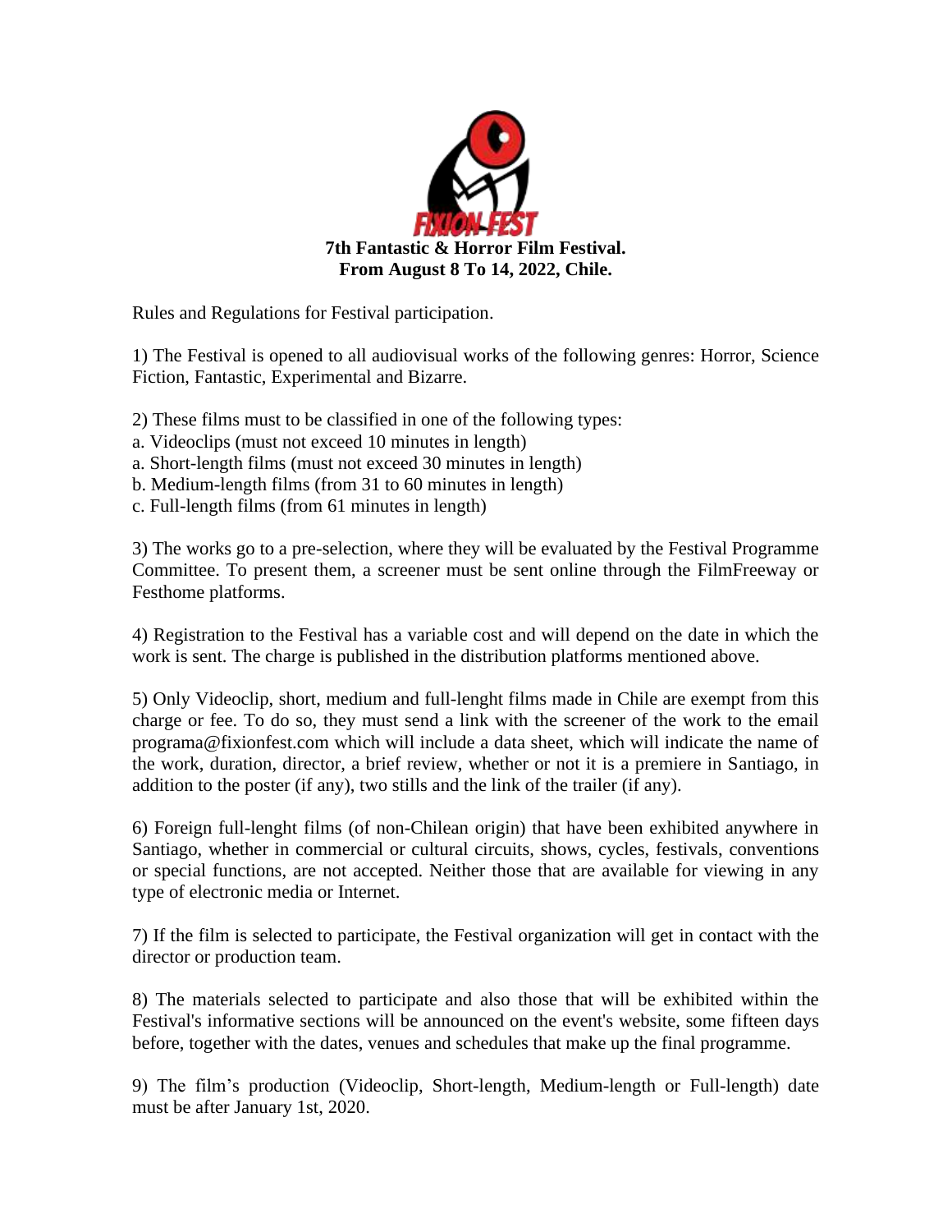FIXION FEST

**7th Fantastic & Horror Film Festival.**
**From August 8 To 14, 2022, Chile.**

Rules and Regulations for Festival participation.

1) The Festival is opened to all audiovisual works of the following genres: Horror, Science Fiction, Fantastic, Experimental and Bizarre.

2) These films must to be classified in one of the following types:
a. Videoclips (must not exceed 10 minutes in length)
a. Short-length films (must not exceed 30 minutes in length)
b. Medium-length films (from 31 to 60 minutes in length)
c. Full-length films (from 61 minutes in length)

3) The works go to a pre-selection, where they will be evaluated by the Festival Programme Committee. To present them, a screener must be sent online through the FilmFreeway or Festhome platforms.

4) Registration to the Festival has a variable cost and will depend on the date in which the work is sent. The charge is published in the distribution platforms mentioned above.

5) Only Videoclip, short, medium and full-lenght films made in Chile are exempt from this charge or fee. To do so, they must send a link with the screener of the work to the email programa@fixionfest.com which will include a data sheet, which will indicate the name of the work, duration, director, a brief review, whether or not it is a premiere in Santiago, in addition to the poster (if any), two stills and the link of the trailer (if any).

6) Foreign full-lenght films (of non-Chilean origin) that have been exhibited anywhere in Santiago, whether in commercial or cultural circuits, shows, cycles, festivals, conventions or special functions, are not accepted. Neither those that are available for viewing in any type of electronic media or Internet.

7) If the film is selected to participate, the Festival organization will get in contact with the director or production team.

8) The materials selected to participate and also those that will be exhibited within the Festival's informative sections will be announced on the event's website, some fifteen days before, together with the dates, venues and schedules that make up the final programme.

9) The film's production (Videoclip, Short-length, Medium-length or Full-length) date must be after January 1st, 2020.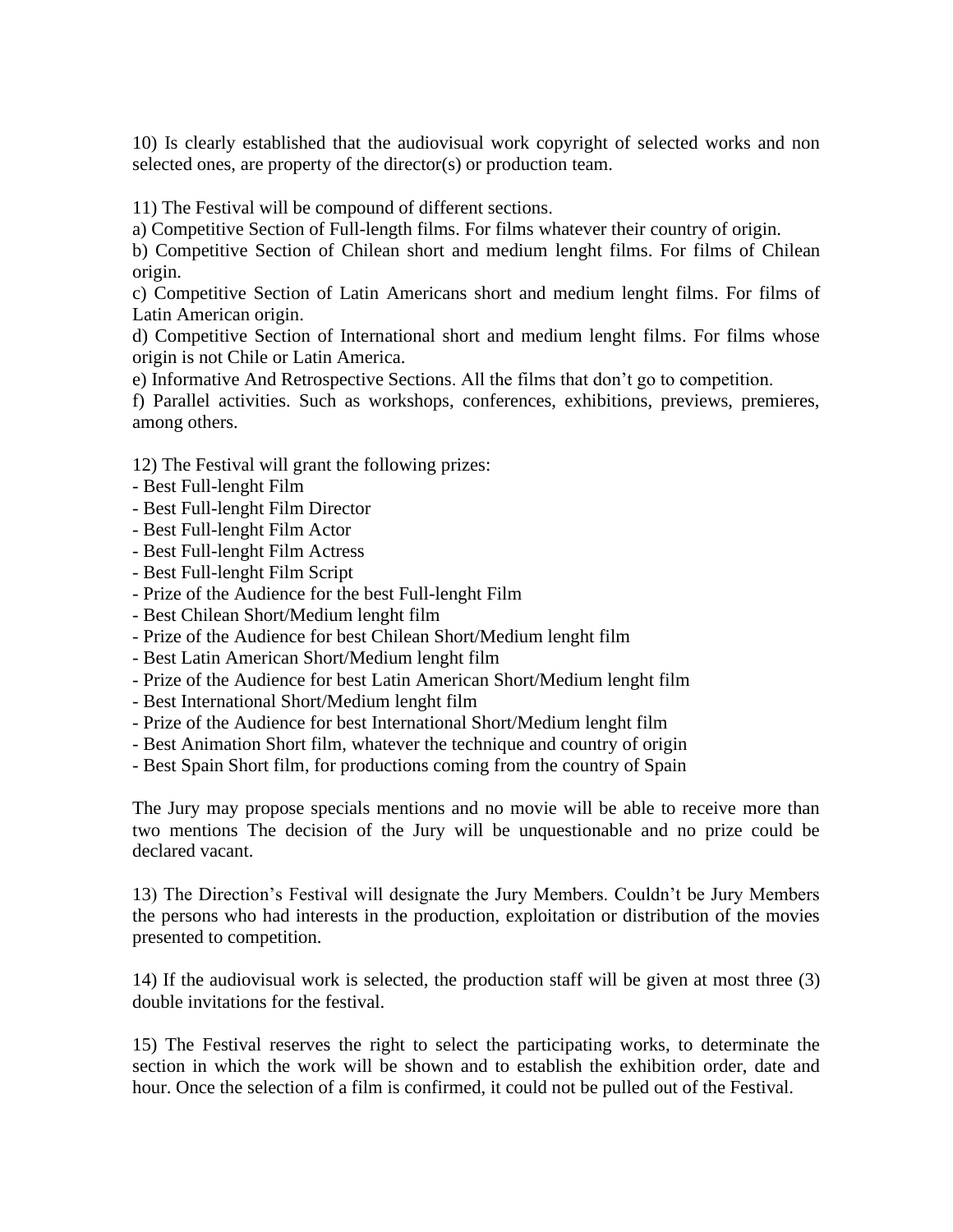10) Is clearly established that the audiovisual work copyright of selected works and non selected ones, are property of the director(s) or production team.

11) The Festival will be compound of different sections.
a) Competitive Section of Full-length films. For films whatever their country of origin.
b) Competitive Section of Chilean short and medium lenght films. For films of Chilean origin.
c) Competitive Section of Latin Americans short and medium lenght films. For films of Latin American origin.
d) Competitive Section of International short and medium lenght films. For films whose origin is not Chile or Latin America.
e) Informative And Retrospective Sections. All the films that don't go to competition.
f) Parallel activities. Such as workshops, conferences, exhibitions, previews, premieres, among others.

12) The Festival will grant the following prizes:
- Best Full-lenght Film
- Best Full-lenght Film Director
- Best Full-lenght Film Actor
- Best Full-lenght Film Actress
- Best Full-lenght Film Script
- Prize of the Audience for the best Full-lenght Film
- Best Chilean Short/Medium lenght film
- Prize of the Audience for best Chilean Short/Medium lenght film
- Best Latin American Short/Medium lenght film
- Prize of the Audience for best Latin American Short/Medium lenght film
- Best International Short/Medium lenght film
- Prize of the Audience for best International Short/Medium lenght film
- Best Animation Short film, whatever the technique and country of origin
- Best Spain Short film, for productions coming from the country of Spain

The Jury may propose specials mentions and no movie will be able to receive more than two mentions The decision of the Jury will be unquestionable and no prize could be declared vacant.

13) The Direction's Festival will designate the Jury Members. Couldn't be Jury Members the persons who had interests in the production, exploitation or distribution of the movies presented to competition.

14) If the audiovisual work is selected, the production staff will be given at most three (3) double invitations for the festival.

15) The Festival reserves the right to select the participating works, to determinate the section in which the work will be shown and to establish the exhibition order, date and hour. Once the selection of a film is confirmed, it could not be pulled out of the Festival.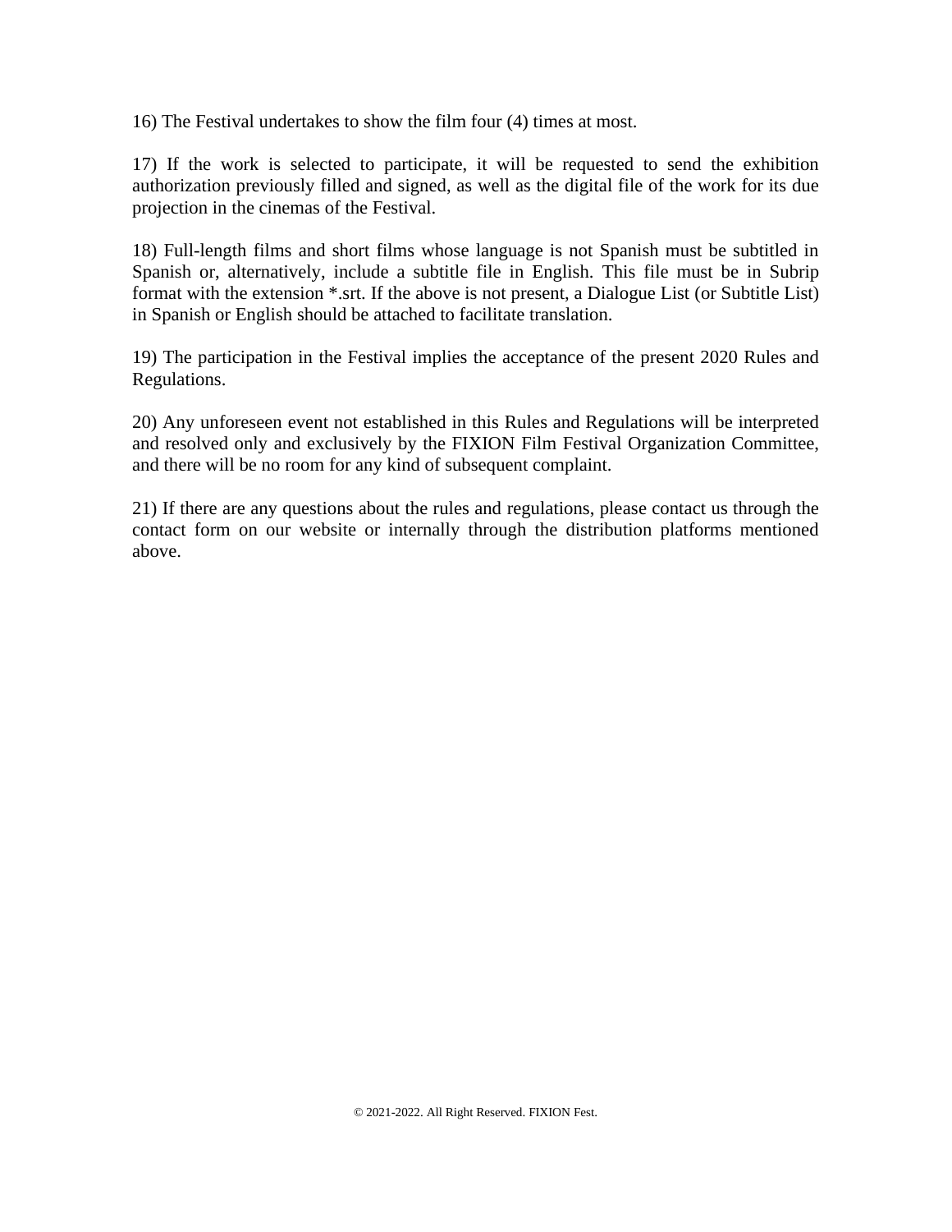16) The Festival undertakes to show the film four (4) times at most.

17) If the work is selected to participate, it will be requested to send the exhibition authorization previously filled and signed, as well as the digital file of the work for its due projection in the cinemas of the Festival.

18) Full-length films and short films whose language is not Spanish must be subtitled in Spanish or, alternatively, include a subtitle file in English. This file must be in Subrip format with the extension *.srt. If the above is not present, a Dialogue List (or Subtitle List) in Spanish or English should be attached to facilitate translation.

19) The participation in the Festival implies the acceptance of the present 2020 Rules and Regulations.

20) Any unforeseen event not established in this Rules and Regulations will be interpreted and resolved only and exclusively by the FIXION Film Festival Organization Committee, and there will be no room for any kind of subsequent complaint.

21) If there are any questions about the rules and regulations, please contact us through the contact form on our website or internally through the distribution platforms mentioned above.